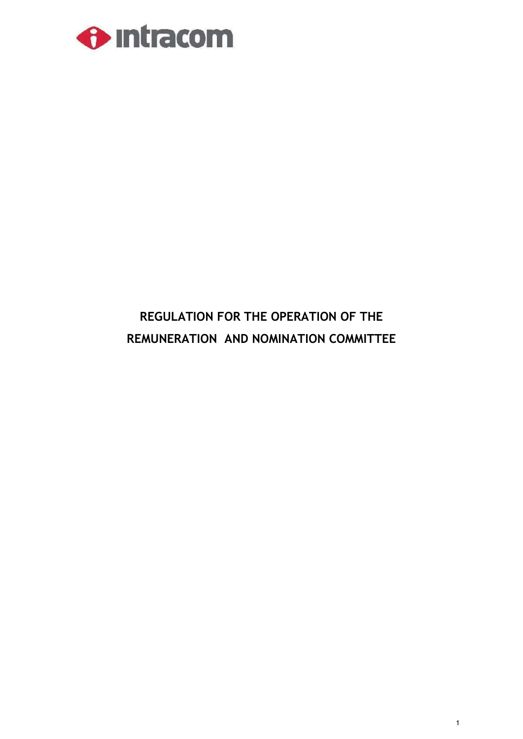# REGULATION FOR THE OPERATION OF THE REMUNERATION AND NOMINATION COMMITTEE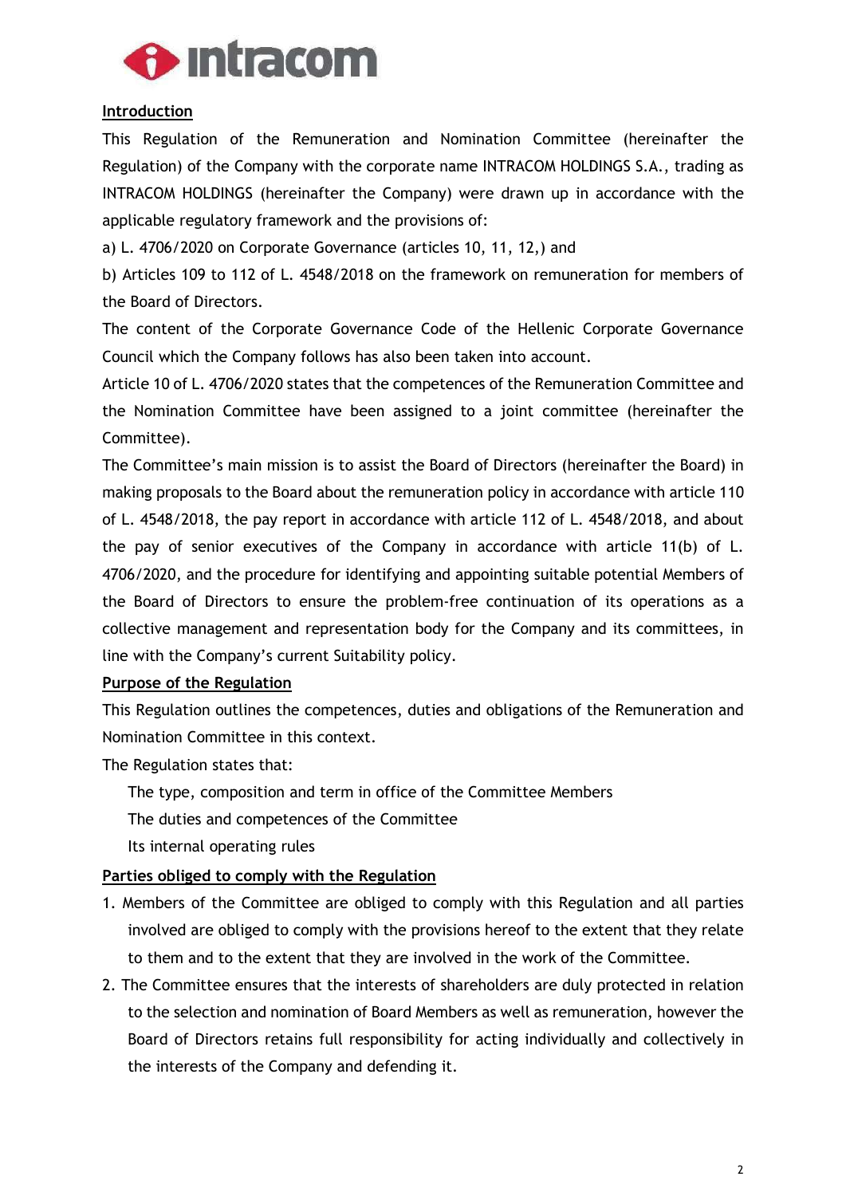## Introduction

This Regulation of the Remuneration and Nomination Committee (hereinafter the Regulation) of the Company with the corporate name INTRACOM HOLDINGS S.A., trading as INTRACOM HOLDINGS (hereinafter the Company) were drawn up in accordance with the applicable regulatory framework and the provisions of:

a) L. 4706/2020 on Corporate Governance (articles 10, 11, 12,) and

b) Articles 109 to 112 of L. 4548/2018 on the framework on remuneration for members of the Board of Directors.

The content of the Corporate Governance Code of the Hellenic Corporate Governance Council which the Company follows has also been taken into account.

Article 10 of L. 4706/2020 states that the competences of the Remuneration Committee and the Nomination Committee have been assigned to a joint committee (hereinafter the Committee).

The Committee's main mission is to assist the Board of Directors (hereinafter the Board) in making proposals to the Board about the remuneration policy in accordance with article 110 of L. 4548/2018, the pay report in accordance with article 112 of L. 4548/2018, and about the pay of senior executives of the Company in accordance with article 11(b) of L. 4706/2020, and the procedure for identifying and appointing suitable potential Members of the Board of Directors to ensure the problem-free continuation of its operations as a collective management and representation body for the Company and its committees, in line with the Company's current Suitability policy.

## Purpose of the Regulation

This Regulation outlines the competences, duties and obligations of the Remuneration and Nomination Committee in this context.

The Regulation states that:

- The type, composition and term in office of the Committee Members
- The duties and competences of the Committee
- Its internal operating rules

## Parties obliged to comply with the Regulation

1. Members of the Committee are obliged to comply with this Regulation and all parties involved are obliged to comply with the provisions hereof to the extent that they relate to them and to the extent that they are involved in the work of the Committee.
2. The Committee ensures that the interests of shareholders are duly protected in relation to the selection and nomination of Board Members as well as remuneration, however the Board of Directors retains full responsibility for acting individually and collectively in the interests of the Company and defending it.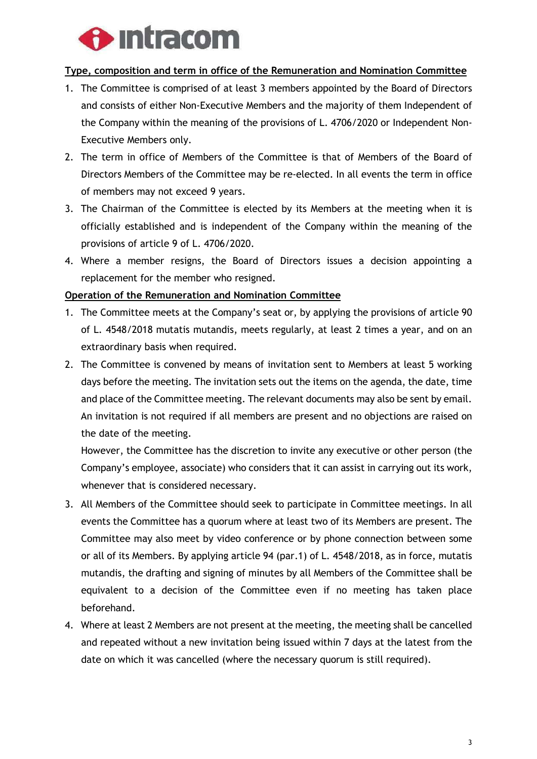**Type, composition and term in office of the Remuneration and Nomination Committee**

1. The Committee is comprised of at least 3 members appointed by the Board of Directors and consists of either Non-Executive Members and the majority of them Independent of the Company within the meaning of the provisions of L. 4706/2020 or Independent Non-Executive Members only.
2. The term in office of Members of the Committee is that of Members of the Board of Directors Members of the Committee may be re-elected. In all events the term in office of members may not exceed 9 years.
3. The Chairman of the Committee is elected by its Members at the meeting when it is officially established and is independent of the Company within the meaning of the provisions of article 9 of L. 4706/2020.
4. Where a member resigns, the Board of Directors issues a decision appointing a replacement for the member who resigned.

**Operation of the Remuneration and Nomination Committee**

1. The Committee meets at the Company's seat or, by applying the provisions of article 90 of L. 4548/2018 mutatis mutandis, meets regularly, at least 2 times a year, and on an extraordinary basis when required.
2. The Committee is convened by means of invitation sent to Members at least 5 working days before the meeting. The invitation sets out the items on the agenda, the date, time and place of the Committee meeting. The relevant documents may also be sent by email. An invitation is not required if all members are present and no objections are raised on the date of the meeting.

   However, the Committee has the discretion to invite any executive or other person (the Company's employee, associate) who considers that it can assist in carrying out its work, whenever that is considered necessary.
3. All Members of the Committee should seek to participate in Committee meetings. In all events the Committee has a quorum where at least two of its Members are present. The Committee may also meet by video conference or by phone connection between some or all of its Members. By applying article 94 (par.1) of L. 4548/2018, as in force, mutatis mutandis, the drafting and signing of minutes by all Members of the Committee shall be equivalent to a decision of the Committee even if no meeting has taken place beforehand.
4. Where at least 2 Members are not present at the meeting, the meeting shall be cancelled and repeated without a new invitation being issued within 7 days at the latest from the date on which it was cancelled (where the necessary quorum is still required).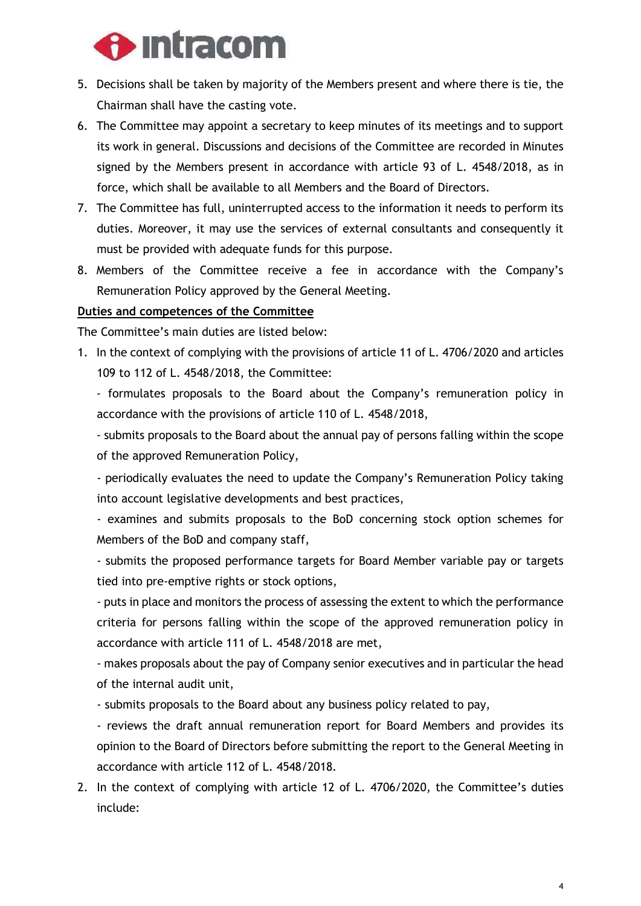5. Decisions shall be taken by majority of the Members present and where there is tie, the Chairman shall have the casting vote.
6. The Committee may appoint a secretary to keep minutes of its meetings and to support its work in general. Discussions and decisions of the Committee are recorded in Minutes signed by the Members present in accordance with article 93 of L. 4548/2018, as in force, which shall be available to all Members and the Board of Directors.
7. The Committee has full, uninterrupted access to the information it needs to perform its duties. Moreover, it may use the services of external consultants and consequently it must be provided with adequate funds for this purpose.
8. Members of the Committee receive a fee in accordance with the Company's Remuneration Policy approved by the General Meeting.

**Duties and competences of the Committee**

The Committee's main duties are listed below:

1. In the context of complying with the provisions of article 11 of L. 4706/2020 and articles 109 to 112 of L. 4548/2018, the Committee:

   - formulates proposals to the Board about the Company's remuneration policy in accordance with the provisions of article 110 of L. 4548/2018,

   - submits proposals to the Board about the annual pay of persons falling within the scope of the approved Remuneration Policy,

   - periodically evaluates the need to update the Company's Remuneration Policy taking into account legislative developments and best practices,

   - examines and submits proposals to the BoD concerning stock option schemes for Members of the BoD and company staff,

   - submits the proposed performance targets for Board Member variable pay or targets tied into pre-emptive rights or stock options,

   - puts in place and monitors the process of assessing the extent to which the performance criteria for persons falling within the scope of the approved remuneration policy in accordance with article 111 of L. 4548/2018 are met,

   - makes proposals about the pay of Company senior executives and in particular the head of the internal audit unit,

   - submits proposals to the Board about any business policy related to pay,

   - reviews the draft annual remuneration report for Board Members and provides its opinion to the Board of Directors before submitting the report to the General Meeting in accordance with article 112 of L. 4548/2018.

2. In the context of complying with article 12 of L. 4706/2020, the Committee's duties include: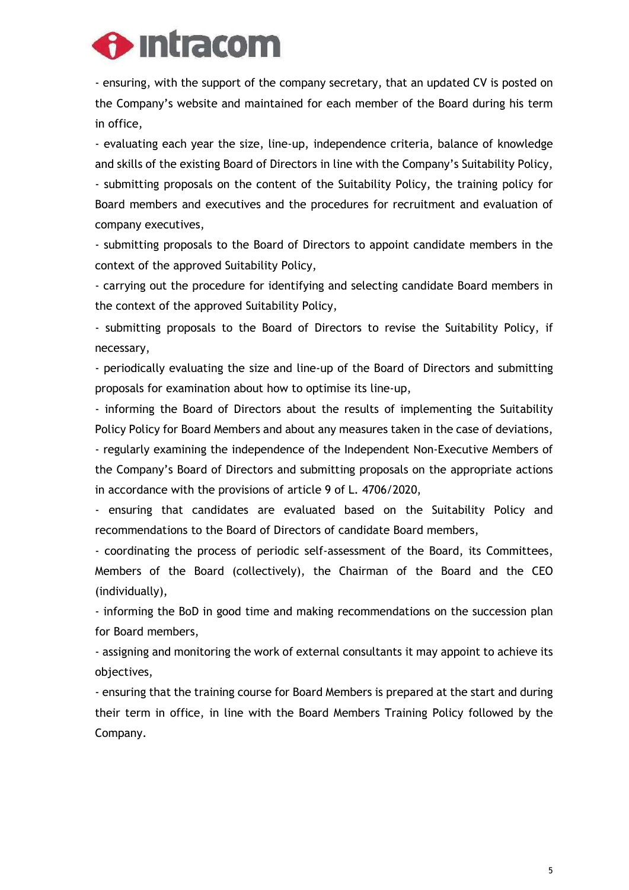- ensuring, with the support of the company secretary, that an updated CV is posted on the Company's website and maintained for each member of the Board during his term in office,

- evaluating each year the size, line-up, independence criteria, balance of knowledge and skills of the existing Board of Directors in line with the Company's Suitability Policy,

- submitting proposals on the content of the Suitability Policy, the training policy for Board members and executives and the procedures for recruitment and evaluation of company executives,

- submitting proposals to the Board of Directors to appoint candidate members in the context of the approved Suitability Policy,

- carrying out the procedure for identifying and selecting candidate Board members in the context of the approved Suitability Policy,

- submitting proposals to the Board of Directors to revise the Suitability Policy, if necessary,

- periodically evaluating the size and line-up of the Board of Directors and submitting proposals for examination about how to optimise its line-up,

- informing the Board of Directors about the results of implementing the Suitability Policy Policy for Board Members and about any measures taken in the case of deviations,

- regularly examining the independence of the Independent Non-Executive Members of the Company's Board of Directors and submitting proposals on the appropriate actions in accordance with the provisions of article 9 of L. 4706/2020,

- ensuring that candidates are evaluated based on the Suitability Policy and recommendations to the Board of Directors of candidate Board members,

- coordinating the process of periodic self-assessment of the Board, its Committees, Members of the Board (collectively), the Chairman of the Board and the CEO (individually),

- informing the BoD in good time and making recommendations on the succession plan for Board members,

- assigning and monitoring the work of external consultants it may appoint to achieve its objectives,

- ensuring that the training course for Board Members is prepared at the start and during their term in office, in line with the Board Members Training Policy followed by the Company.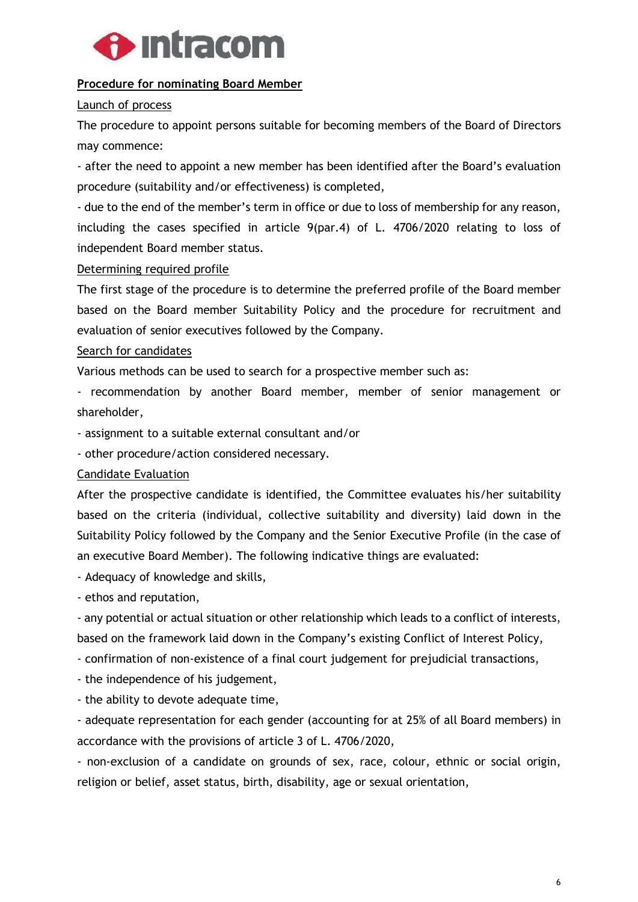**Procedure for nominating Board Member**

Launch of process

The procedure to appoint persons suitable for becoming members of the Board of Directors may commence:

- after the need to appoint a new member has been identified after the Board's evaluation procedure (suitability and/or effectiveness) is completed,
- due to the end of the member's term in office or due to loss of membership for any reason, including the cases specified in article 9(par.4) of L. 4706/2020 relating to loss of independent Board member status.

Determining required profile

The first stage of the procedure is to determine the preferred profile of the Board member based on the Board member Suitability Policy and the procedure for recruitment and evaluation of senior executives followed by the Company.

Search for candidates

Various methods can be used to search for a prospective member such as:

- recommendation by another Board member, member of senior management or shareholder,
- assignment to a suitable external consultant and/or
- other procedure/action considered necessary.

Candidate Evaluation

After the prospective candidate is identified, the Committee evaluates his/her suitability based on the criteria (individual, collective suitability and diversity) laid down in the Suitability Policy followed by the Company and the Senior Executive Profile (in the case of an executive Board Member). The following indicative things are evaluated:

- Adequacy of knowledge and skills,
- ethos and reputation,
- any potential or actual situation or other relationship which leads to a conflict of interests, based on the framework laid down in the Company's existing Conflict of Interest Policy,
- confirmation of non-existence of a final court judgement for prejudicial transactions,
- the independence of his judgement,
- the ability to devote adequate time,
- adequate representation for each gender (accounting for at 25% of all Board members) in accordance with the provisions of article 3 of L. 4706/2020,
- non-exclusion of a candidate on grounds of sex, race, colour, ethnic or social origin, religion or belief, asset status, birth, disability, age or sexual orientation,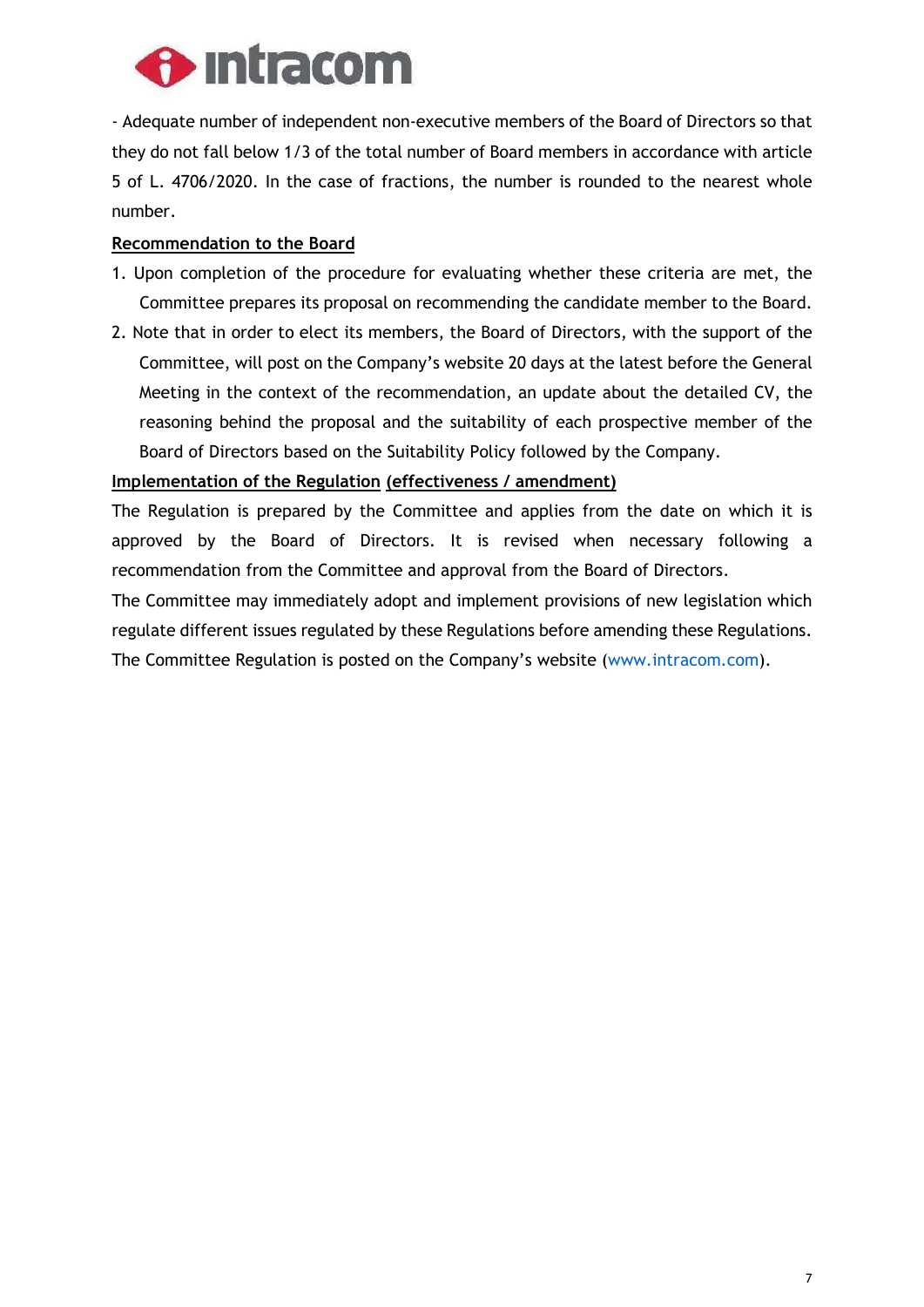- Adequate number of independent non-executive members of the Board of Directors so that they do not fall below 1/3 of the total number of Board members in accordance with article 5 of L. 4706/2020. In the case of fractions, the number is rounded to the nearest whole number.

**Recommendation to the Board**

1. Upon completion of the procedure for evaluating whether these criteria are met, the Committee prepares its proposal on recommending the candidate member to the Board.
2. Note that in order to elect its members, the Board of Directors, with the support of the Committee, will post on the Company's website 20 days at the latest before the General Meeting in the context of the recommendation, an update about the detailed CV, the reasoning behind the proposal and the suitability of each prospective member of the Board of Directors based on the Suitability Policy followed by the Company.

**Implementation of the Regulation (effectiveness / amendment)**

The Regulation is prepared by the Committee and applies from the date on which it is approved by the Board of Directors. It is revised when necessary following a recommendation from the Committee and approval from the Board of Directors.

The Committee may immediately adopt and implement provisions of new legislation which regulate different issues regulated by these Regulations before amending these Regulations.

The Committee Regulation is posted on the Company's website (www.intracom.com).